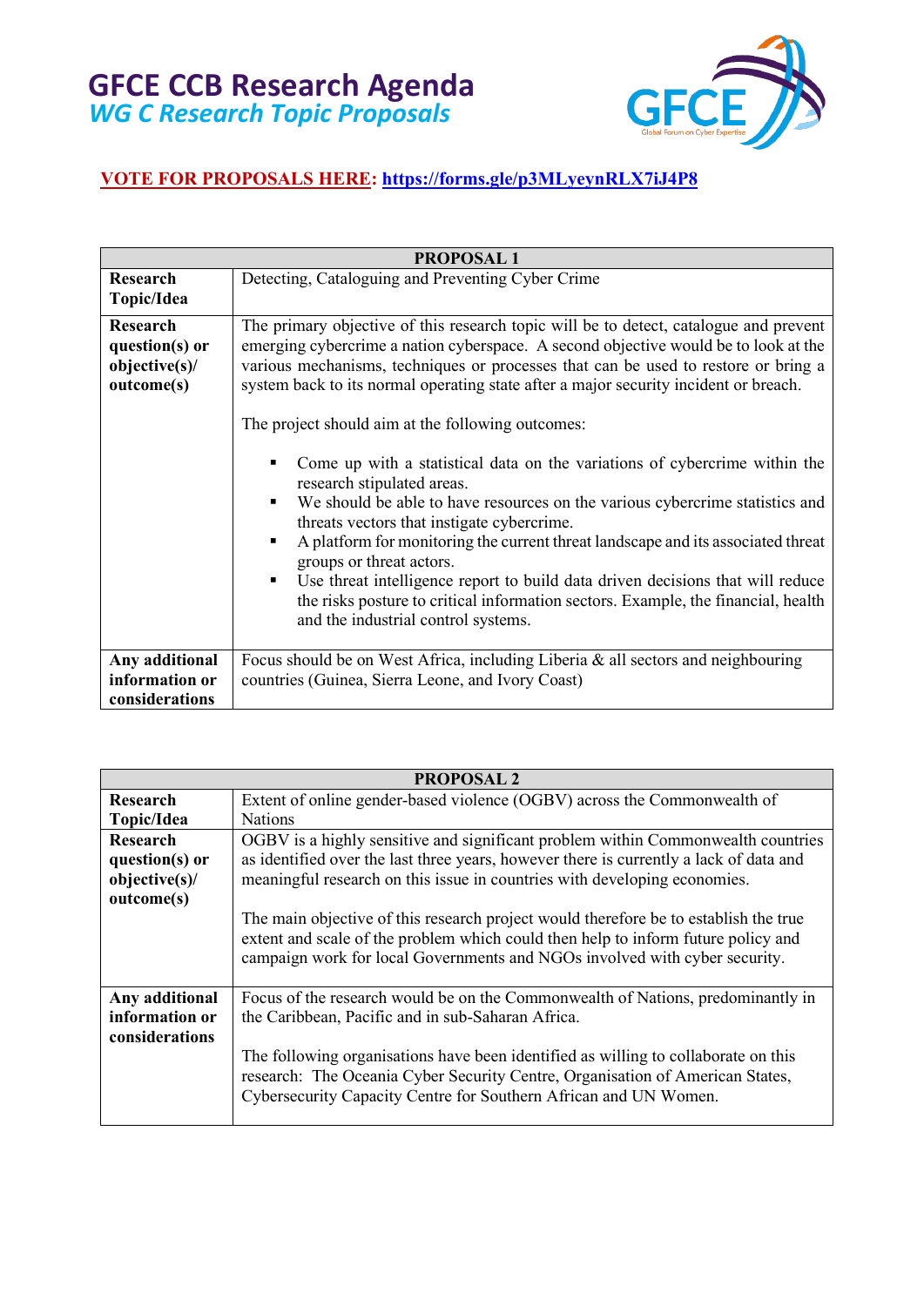# GFCE CCB Research Agenda

## *WG C Research Topic Proposals*

**VOTE FOR PROPOSALS HERE: https://forms.gle/p3MLyeynRLX7iJ4P8**

| PROPOSAL 1 | |
|---|---|
| **Research Topic/Idea** | Detecting, Cataloguing and Preventing Cyber Crime |
| **Research question(s) or objective(s)/ outcome(s)** | The primary objective of this research topic will be to detect, catalogue and prevent emerging cybercrime a nation cyberspace. A second objective would be to look at the various mechanisms, techniques or processes that can be used to restore or bring a system back to its normal operating state after a major security incident or breach.<br><br>The project should aim at the following outcomes:<br><br>▪ Come up with a statistical data on the variations of cybercrime within the research stipulated areas.<br>▪ We should be able to have resources on the various cybercrime statistics and threats vectors that instigate cybercrime.<br>▪ A platform for monitoring the current threat landscape and its associated threat groups or threat actors.<br>▪ Use threat intelligence report to build data driven decisions that will reduce the risks posture to critical information sectors. Example, the financial, health and the industrial control systems. |
| **Any additional information or considerations** | Focus should be on West Africa, including Liberia & all sectors and neighbouring countries (Guinea, Sierra Leone, and Ivory Coast) |

| PROPOSAL 2 | |
|---|---|
| **Research Topic/Idea** | Extent of online gender-based violence (OGBV) across the Commonwealth of Nations |
| **Research question(s) or objective(s)/ outcome(s)** | OGBV is a highly sensitive and significant problem within Commonwealth countries as identified over the last three years, however there is currently a lack of data and meaningful research on this issue in countries with developing economies.<br><br>The main objective of this research project would therefore be to establish the true extent and scale of the problem which could then help to inform future policy and campaign work for local Governments and NGOs involved with cyber security. |
| **Any additional information or considerations** | Focus of the research would be on the Commonwealth of Nations, predominantly in the Caribbean, Pacific and in sub-Saharan Africa.<br><br>The following organisations have been identified as willing to collaborate on this research: The Oceania Cyber Security Centre, Organisation of American States, Cybersecurity Capacity Centre for Southern African and UN Women. |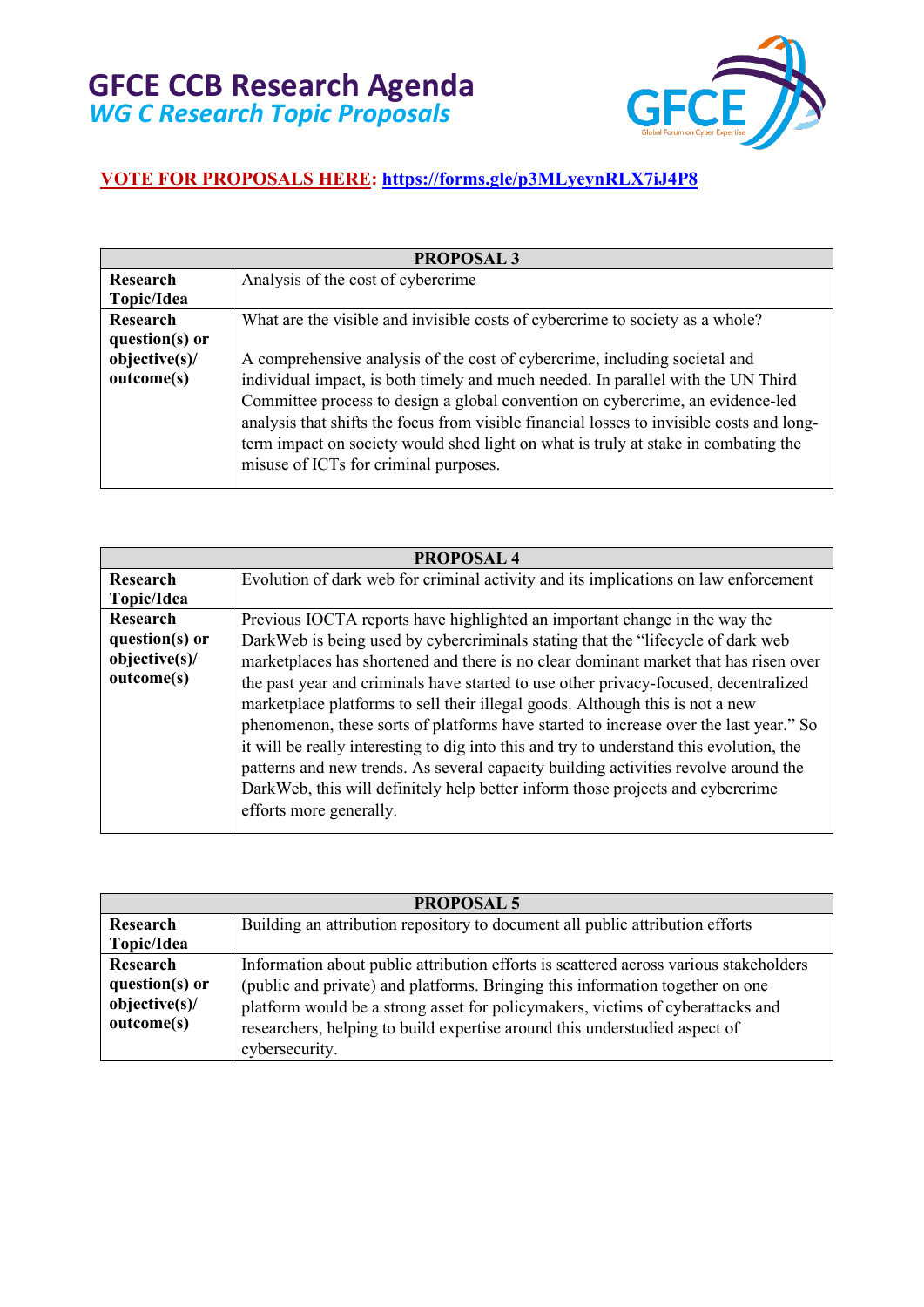# GFCE CCB Research Agenda

## *WG C Research Topic Proposals*

**VOTE FOR PROPOSALS HERE: https://forms.gle/p3MLyeynRLX7iJ4P8**

| PROPOSAL 3 | |
|---|---|
| **Research Topic/Idea** | Analysis of the cost of cybercrime |
| **Research question(s) or objective(s)/ outcome(s)** | What are the visible and invisible costs of cybercrime to society as a whole?<br><br>A comprehensive analysis of the cost of cybercrime, including societal and individual impact, is both timely and much needed. In parallel with the UN Third Committee process to design a global convention on cybercrime, an evidence-led analysis that shifts the focus from visible financial losses to invisible costs and long-term impact on society would shed light on what is truly at stake in combating the misuse of ICTs for criminal purposes. |

| PROPOSAL 4 | |
|---|---|
| **Research Topic/Idea** | Evolution of dark web for criminal activity and its implications on law enforcement |
| **Research question(s) or objective(s)/ outcome(s)** | Previous IOCTA reports have highlighted an important change in the way the DarkWeb is being used by cybercriminals stating that the "lifecycle of dark web marketplaces has shortened and there is no clear dominant market that has risen over the past year and criminals have started to use other privacy-focused, decentralized marketplace platforms to sell their illegal goods. Although this is not a new phenomenon, these sorts of platforms have started to increase over the last year." So it will be really interesting to dig into this and try to understand this evolution, the patterns and new trends. As several capacity building activities revolve around the DarkWeb, this will definitely help better inform those projects and cybercrime efforts more generally. |

| PROPOSAL 5 | |
|---|---|
| **Research Topic/Idea** | Building an attribution repository to document all public attribution efforts |
| **Research question(s) or objective(s)/ outcome(s)** | Information about public attribution efforts is scattered across various stakeholders (public and private) and platforms. Bringing this information together on one platform would be a strong asset for policymakers, victims of cyberattacks and researchers, helping to build expertise around this understudied aspect of cybersecurity. |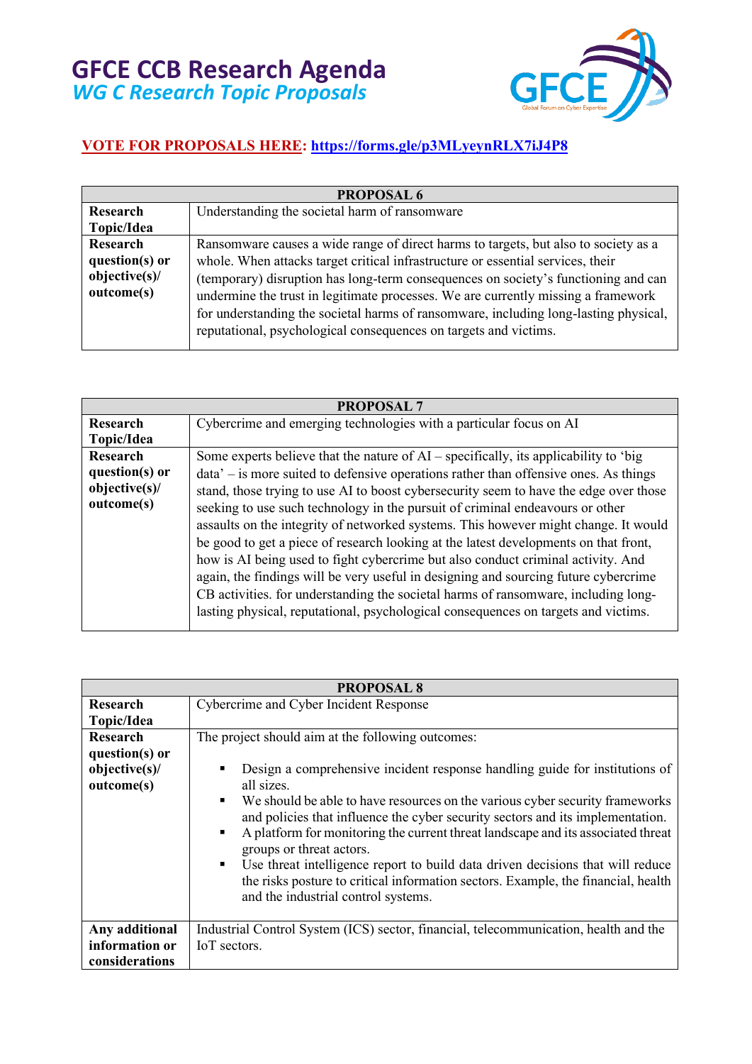# GFCE CCB Research Agenda

## *WG C Research Topic Proposals*

**VOTE FOR PROPOSALS HERE: https://forms.gle/p3MLyeynRLX7iJ4P8**

| **PROPOSAL 6** | |
|---|---|
| **Research Topic/Idea** | Understanding the societal harm of ransomware |
| **Research question(s) or objective(s)/ outcome(s)** | Ransomware causes a wide range of direct harms to targets, but also to society as a whole. When attacks target critical infrastructure or essential services, their (temporary) disruption has long-term consequences on society's functioning and can undermine the trust in legitimate processes. We are currently missing a framework for understanding the societal harms of ransomware, including long-lasting physical, reputational, psychological consequences on targets and victims. |

| **PROPOSAL 7** | |
|---|---|
| **Research Topic/Idea** | Cybercrime and emerging technologies with a particular focus on AI |
| **Research question(s) or objective(s)/ outcome(s)** | Some experts believe that the nature of AI – specifically, its applicability to 'big data' – is more suited to defensive operations rather than offensive ones. As things stand, those trying to use AI to boost cybersecurity seem to have the edge over those seeking to use such technology in the pursuit of criminal endeavours or other assaults on the integrity of networked systems. This however might change. It would be good to get a piece of research looking at the latest developments on that front, how is AI being used to fight cybercrime but also conduct criminal activity. And again, the findings will be very useful in designing and sourcing future cybercrime CB activities. for understanding the societal harms of ransomware, including long-lasting physical, reputational, psychological consequences on targets and victims. |

| **PROPOSAL 8** | |
|---|---|
| **Research Topic/Idea** | Cybercrime and Cyber Incident Response |
| **Research question(s) or objective(s)/ outcome(s)** | The project should aim at the following outcomes:<br>▪ Design a comprehensive incident response handling guide for institutions of all sizes.<br>▪ We should be able to have resources on the various cyber security frameworks and policies that influence the cyber security sectors and its implementation.<br>▪ A platform for monitoring the current threat landscape and its associated threat groups or threat actors.<br>▪ Use threat intelligence report to build data driven decisions that will reduce the risks posture to critical information sectors. Example, the financial, health and the industrial control systems. |
| **Any additional information or considerations** | Industrial Control System (ICS) sector, financial, telecommunication, health and the IoT sectors. |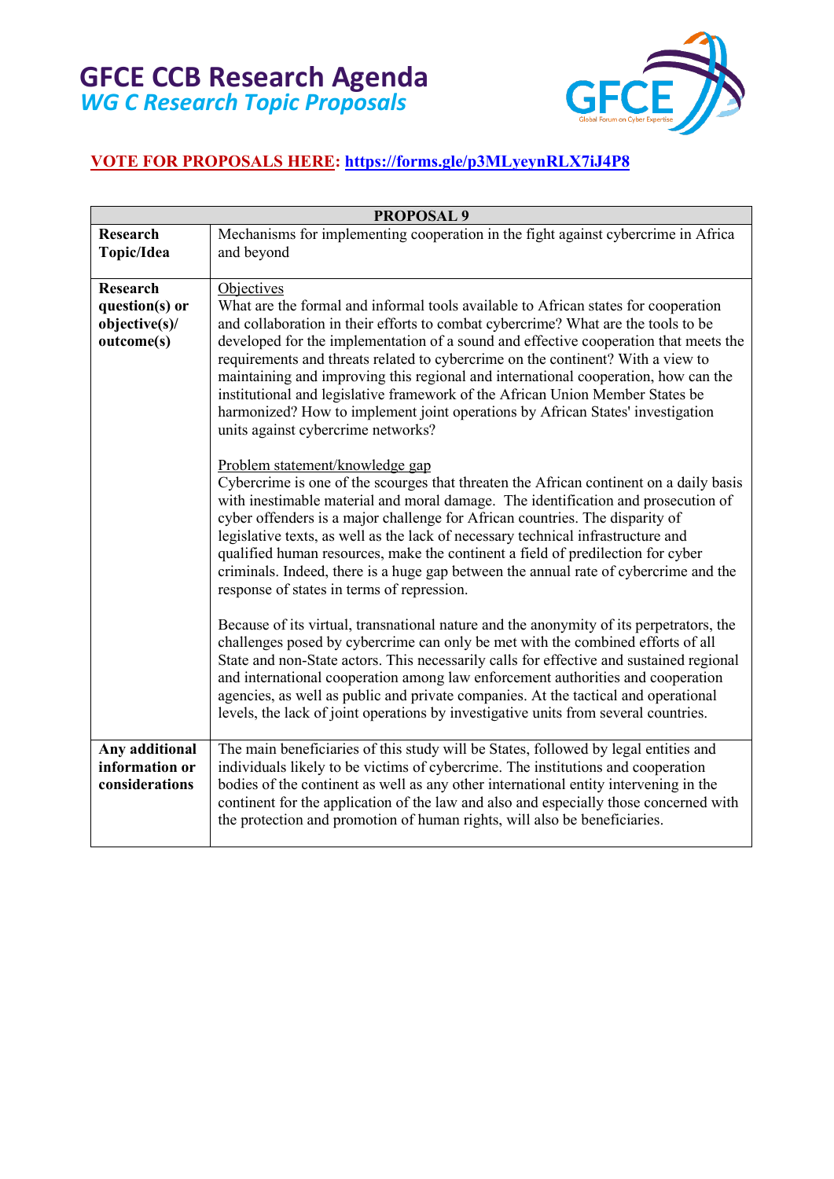# GFCE CCB Research Agenda

## *WG C Research Topic Proposals*

**VOTE FOR PROPOSALS HERE: https://forms.gle/p3MLyeynRLX7iJ4P8**

| **PROPOSAL 9** | |
|---|---|
| **Research Topic/Idea** | Mechanisms for implementing cooperation in the fight against cybercrime in Africa and beyond |
| **Research question(s) or objective(s)/ outcome(s)** | Objectives<br>What are the formal and informal tools available to African states for cooperation and collaboration in their efforts to combat cybercrime? What are the tools to be developed for the implementation of a sound and effective cooperation that meets the requirements and threats related to cybercrime on the continent? With a view to maintaining and improving this regional and international cooperation, how can the institutional and legislative framework of the African Union Member States be harmonized? How to implement joint operations by African States' investigation units against cybercrime networks?<br><br>Problem statement/knowledge gap<br>Cybercrime is one of the scourges that threaten the African continent on a daily basis with inestimable material and moral damage. The identification and prosecution of cyber offenders is a major challenge for African countries. The disparity of legislative texts, as well as the lack of necessary technical infrastructure and qualified human resources, make the continent a field of predilection for cyber criminals. Indeed, there is a huge gap between the annual rate of cybercrime and the response of states in terms of repression.<br><br>Because of its virtual, transnational nature and the anonymity of its perpetrators, the challenges posed by cybercrime can only be met with the combined efforts of all State and non-State actors. This necessarily calls for effective and sustained regional and international cooperation among law enforcement authorities and cooperation agencies, as well as public and private companies. At the tactical and operational levels, the lack of joint operations by investigative units from several countries. |
| **Any additional information or considerations** | The main beneficiaries of this study will be States, followed by legal entities and individuals likely to be victims of cybercrime. The institutions and cooperation bodies of the continent as well as any other international entity intervening in the continent for the application of the law and also and especially those concerned with the protection and promotion of human rights, will also be beneficiaries. |